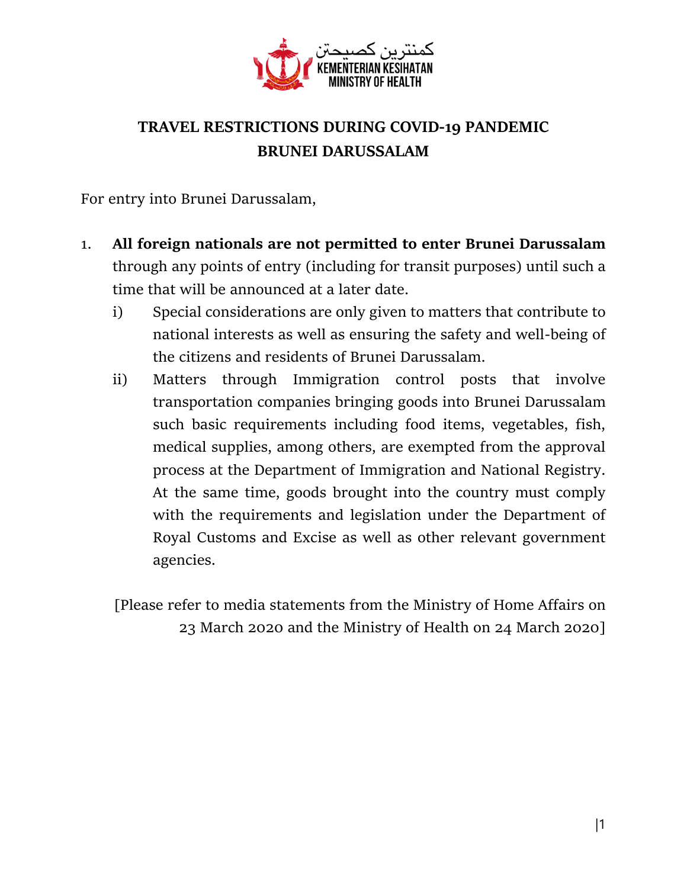كمنترين كصيحتن
KEMENTERIAN KESIHATAN
MINISTRY OF HEALTH

# TRAVEL RESTRICTIONS DURING COVID-19 PANDEMIC BRUNEI DARUSSALAM

For entry into Brunei Darussalam,

1. **All foreign nationals are not permitted to enter Brunei Darussalam** through any points of entry (including for transit purposes) until such a time that will be announced at a later date.
   i) Special considerations are only given to matters that contribute to national interests as well as ensuring the safety and well-being of the citizens and residents of Brunei Darussalam.
   ii) Matters through Immigration control posts that involve transportation companies bringing goods into Brunei Darussalam such basic requirements including food items, vegetables, fish, medical supplies, among others, are exempted from the approval process at the Department of Immigration and National Registry. At the same time, goods brought into the country must comply with the requirements and legislation under the Department of Royal Customs and Excise as well as other relevant government agencies.

[Please refer to media statements from the Ministry of Home Affairs on 23 March 2020 and the Ministry of Health on 24 March 2020]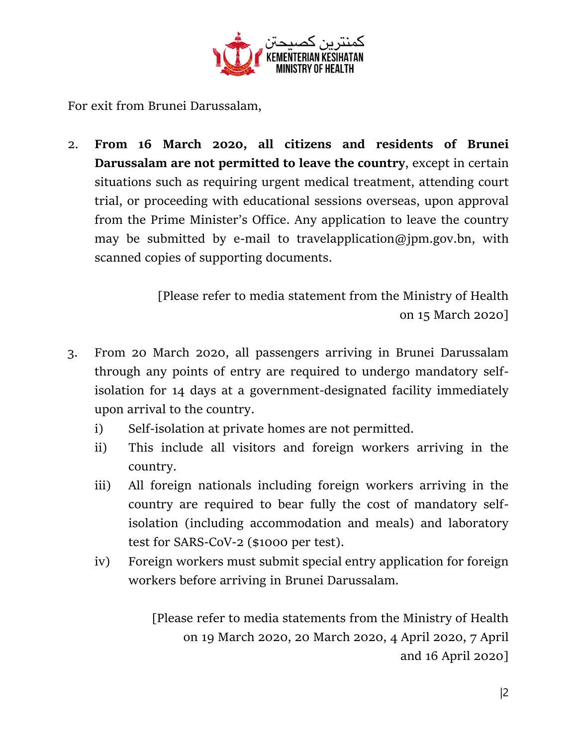For exit from Brunei Darussalam,

2. **From 16 March 2020, all citizens and residents of Brunei Darussalam are not permitted to leave the country**, except in certain situations such as requiring urgent medical treatment, attending court trial, or proceeding with educational sessions overseas, upon approval from the Prime Minister's Office. Any application to leave the country may be submitted by e-mail to travelapplication@jpm.gov.bn, with scanned copies of supporting documents.

[Please refer to media statement from the Ministry of Health on 15 March 2020]

3. From 20 March 2020, all passengers arriving in Brunei Darussalam through any points of entry are required to undergo mandatory self-isolation for 14 days at a government-designated facility immediately upon arrival to the country.
   - i) Self-isolation at private homes are not permitted.
   - ii) This include all visitors and foreign workers arriving in the country.
   - iii) All foreign nationals including foreign workers arriving in the country are required to bear fully the cost of mandatory self-isolation (including accommodation and meals) and laboratory test for SARS-CoV-2 ($1000 per test).
   - iv) Foreign workers must submit special entry application for foreign workers before arriving in Brunei Darussalam.

[Please refer to media statements from the Ministry of Health on 19 March 2020, 20 March 2020, 4 April 2020, 7 April and 16 April 2020]